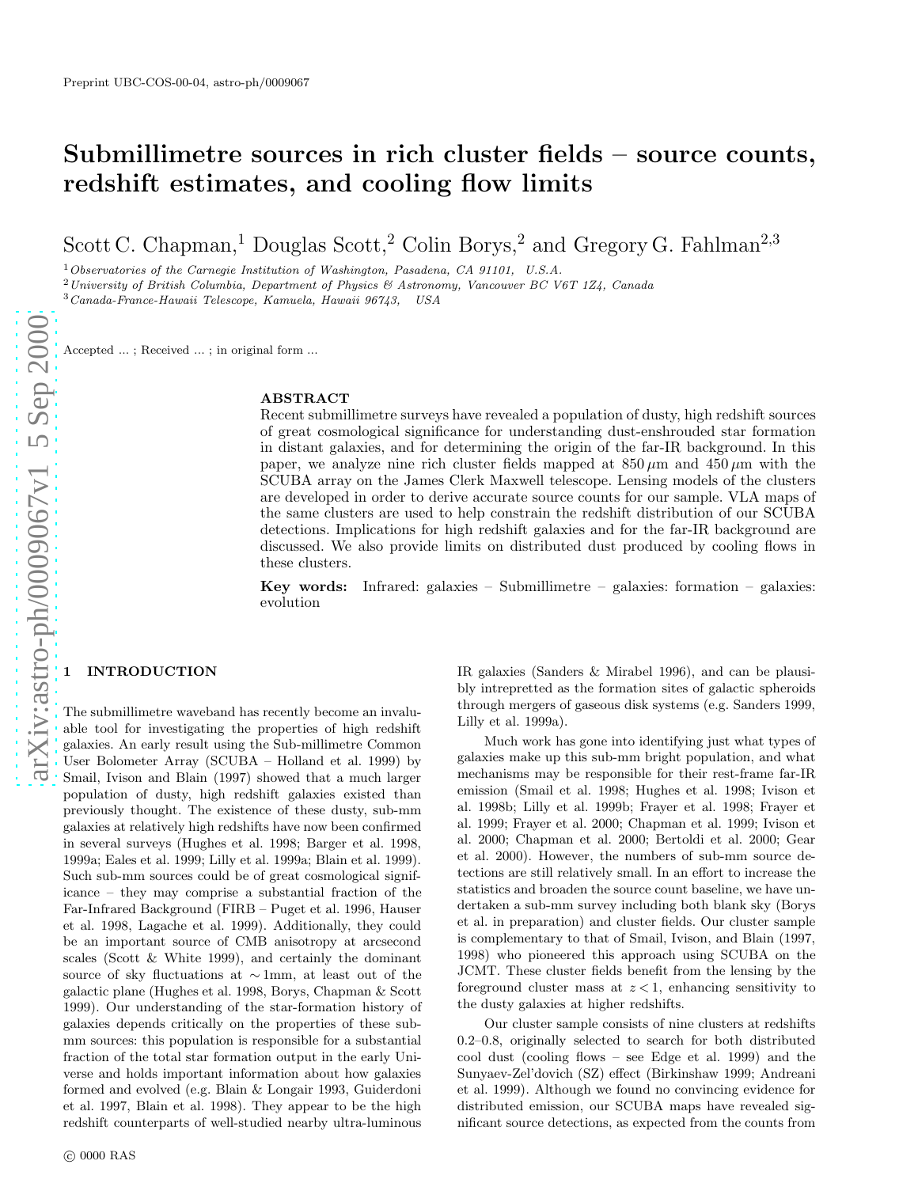Preprint UBC-COS-00-04, astro-ph/0009067

# Submillimetre sources in rich cluster fields – source counts, redshift estimates, and cooling flow limits

Scott C. Chapman,[1] Douglas Scott,[2] Colin Borys,[2] and Gregory G. Fahlman[2,3]

[1] *Observatories of the Carnegie Institution of Washington, Pasadena, CA 91101, U.S.A.*
[2] *University of British Columbia, Department of Physics & Astronomy, Vancouver BC V6T 1Z4, Canada*
[3] *Canada-France-Hawaii Telescope, Kamuela, Hawaii 96743, USA*

Accepted ... ; Received ... ; in original form ...

## ABSTRACT

Recent submillimetre surveys have revealed a population of dusty, high redshift sources of great cosmological significance for understanding dust-enshrouded star formation in distant galaxies, and for determining the origin of the far-IR background. In this paper, we analyze nine rich cluster fields mapped at $850\,\mu$m and $450\,\mu$m with the SCUBA array on the James Clerk Maxwell telescope. Lensing models of the clusters are developed in order to derive accurate source counts for our sample. VLA maps of the same clusters are used to help constrain the redshift distribution of our SCUBA detections. Implications for high redshift galaxies and for the far-IR background are discussed. We also provide limits on distributed dust produced by cooling flows in these clusters.

**Key words:** Infrared: galaxies – Submillimetre – galaxies: formation – galaxies: evolution

## 1 INTRODUCTION

The submillimetre waveband has recently become an invaluable tool for investigating the properties of high redshift galaxies. An early result using the Sub-millimetre Common User Bolometer Array (SCUBA – Holland et al. 1999) by Smail, Ivison and Blain (1997) showed that a much larger population of dusty, high redshift galaxies existed than previously thought. The existence of these dusty, sub-mm galaxies at relatively high redshifts have now been confirmed in several surveys (Hughes et al. 1998; Barger et al. 1998, 1999a; Eales et al. 1999; Lilly et al. 1999a; Blain et al. 1999). Such sub-mm sources could be of great cosmological significance – they may comprise a substantial fraction of the Far-Infrared Background (FIRB – Puget et al. 1996, Hauser et al. 1998, Lagache et al. 1999). Additionally, they could be an important source of CMB anisotropy at arcsecond scales (Scott & White 1999), and certainly the dominant source of sky fluctuations at $\sim$1mm, at least out of the galactic plane (Hughes et al. 1998, Borys, Chapman & Scott 1999). Our understanding of the star-formation history of galaxies depends critically on the properties of these sub-mm sources: this population is responsible for a substantial fraction of the total star formation output in the early Universe and holds important information about how galaxies formed and evolved (e.g. Blain & Longair 1993, Guiderdoni et al. 1997, Blain et al. 1998). They appear to be the high redshift counterparts of well-studied nearby ultra-luminous IR galaxies (Sanders & Mirabel 1996), and can be plausibly intrepretted as the formation sites of galactic spheroids through mergers of gaseous disk systems (e.g. Sanders 1999, Lilly et al. 1999a).

Much work has gone into identifying just what types of galaxies make up this sub-mm bright population, and what mechanisms may be responsible for their rest-frame far-IR emission (Smail et al. 1998; Hughes et al. 1998; Ivison et al. 1998b; Lilly et al. 1999b; Frayer et al. 1998; Frayer et al. 1999; Frayer et al. 2000; Chapman et al. 1999; Ivison et al. 2000; Chapman et al. 2000; Bertoldi et al. 2000; Gear et al. 2000). However, the numbers of sub-mm source detections are still relatively small. In an effort to increase the statistics and broaden the source count baseline, we have undertaken a sub-mm survey including both blank sky (Borys et al. in preparation) and cluster fields. Our cluster sample is complementary to that of Smail, Ivison, and Blain (1997, 1998) who pioneered this approach using SCUBA on the JCMT. These cluster fields benefit from the lensing by the foreground cluster mass at $z<1$, enhancing sensitivity to the dusty galaxies at higher redshifts.

Our cluster sample consists of nine clusters at redshifts 0.2–0.8, originally selected to search for both distributed cool dust (cooling flows – see Edge et al. 1999) and the Sunyaev-Zel'dovich (SZ) effect (Birkinshaw 1999; Andreani et al. 1999). Although we found no convincing evidence for distributed emission, our SCUBA maps have revealed significant source detections, as expected from the counts from

© 0000 RAS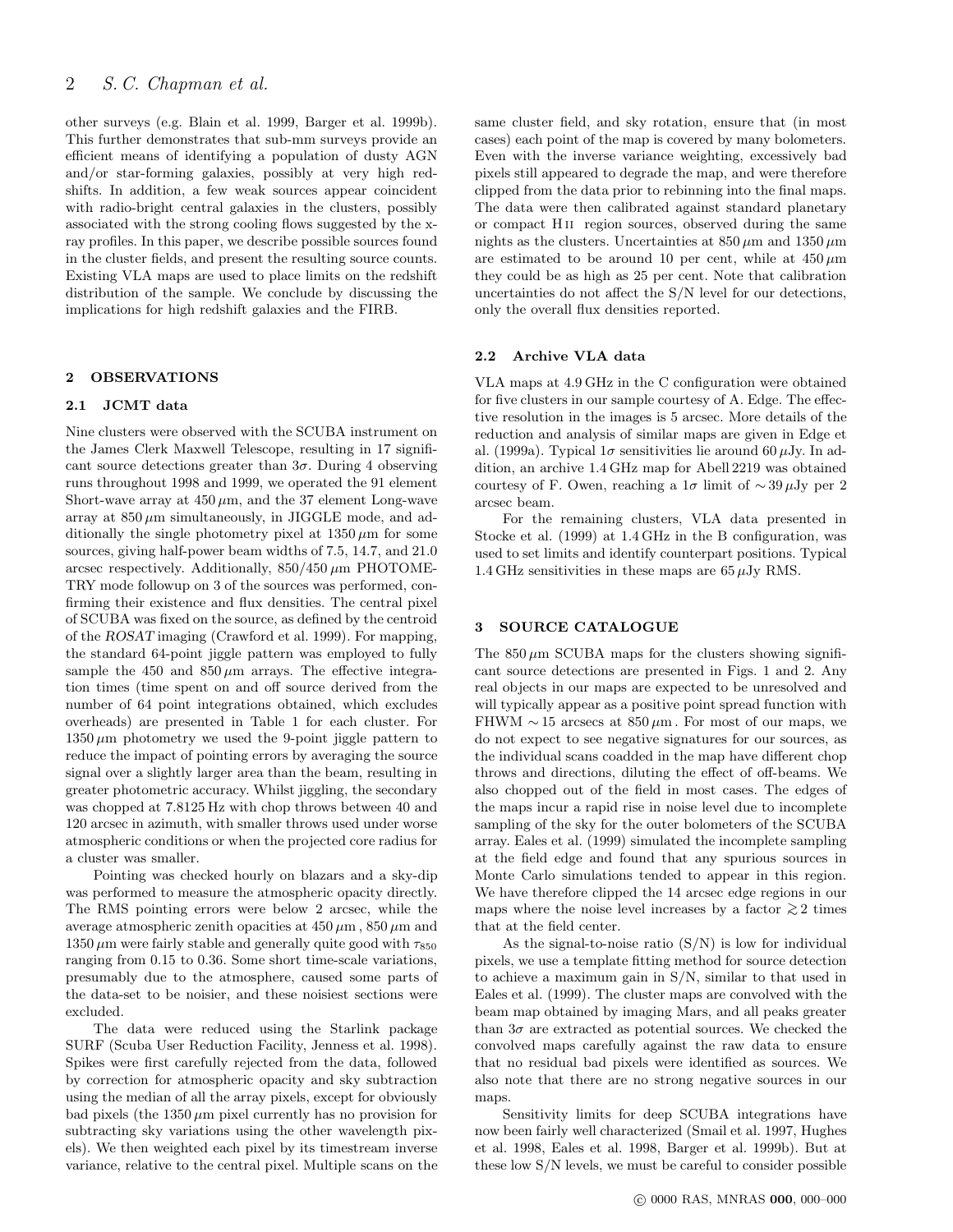other surveys (e.g. Blain et al. 1999, Barger et al. 1999b). This further demonstrates that sub-mm surveys provide an efficient means of identifying a population of dusty AGN and/or star-forming galaxies, possibly at very high redshifts. In addition, a few weak sources appear coincident with radio-bright central galaxies in the clusters, possibly associated with the strong cooling flows suggested by the x-ray profiles. In this paper, we describe possible sources found in the cluster fields, and present the resulting source counts. Existing VLA maps are used to place limits on the redshift distribution of the sample. We conclude by discussing the implications for high redshift galaxies and the FIRB.

## 2 OBSERVATIONS

### 2.1 JCMT data

Nine clusters were observed with the SCUBA instrument on the James Clerk Maxwell Telescope, resulting in 17 significant source detections greater than $3\sigma$. During 4 observing runs throughout 1998 and 1999, we operated the 91 element Short-wave array at $450\,\mu$m, and the 37 element Long-wave array at $850\,\mu$m simultaneously, in JIGGLE mode, and additionally the single photometry pixel at $1350\,\mu$m for some sources, giving half-power beam widths of 7.5, 14.7, and 21.0 arcsec respectively. Additionally, $850/450\,\mu$m PHOTOMETRY mode followup on 3 of the sources was performed, confirming their existence and flux densities. The central pixel of SCUBA was fixed on the source, as defined by the centroid of the *ROSAT* imaging (Crawford et al. 1999). For mapping, the standard 64-point jiggle pattern was employed to fully sample the 450 and $850\,\mu$m arrays. The effective integration times (time spent on and off source derived from the number of 64 point integrations obtained, which excludes overheads) are presented in Table 1 for each cluster. For $1350\,\mu$m photometry we used the 9-point jiggle pattern to reduce the impact of pointing errors by averaging the source signal over a slightly larger area than the beam, resulting in greater photometric accuracy. Whilst jiggling, the secondary was chopped at 7.8125 Hz with chop throws between 40 and 120 arcsec in azimuth, with smaller throws used under worse atmospheric conditions or when the projected core radius for a cluster was smaller.

Pointing was checked hourly on blazars and a sky-dip was performed to measure the atmospheric opacity directly. The RMS pointing errors were below 2 arcsec, while the average atmospheric zenith opacities at $450\,\mu$m , $850\,\mu$m and $1350\,\mu$m were fairly stable and generally quite good with $\tau_{850}$ ranging from 0.15 to 0.36. Some short time-scale variations, presumably due to the atmosphere, caused some parts of the data-set to be noisier, and these noisiest sections were excluded.

The data were reduced using the Starlink package SURF (Scuba User Reduction Facility, Jenness et al. 1998). Spikes were first carefully rejected from the data, followed by correction for atmospheric opacity and sky subtraction using the median of all the array pixels, except for obviously bad pixels (the $1350\,\mu$m pixel currently has no provision for subtracting sky variations using the other wavelength pixels). We then weighted each pixel by its timestream inverse variance, relative to the central pixel. Multiple scans on the same cluster field, and sky rotation, ensure that (in most cases) each point of the map is covered by many bolometers. Even with the inverse variance weighting, excessively bad pixels still appeared to degrade the map, and were therefore clipped from the data prior to rebinning into the final maps. The data were then calibrated against standard planetary or compact H II region sources, observed during the same nights as the clusters. Uncertainties at $850\,\mu$m and $1350\,\mu$m are estimated to be around 10 per cent, while at $450\,\mu$m they could be as high as 25 per cent. Note that calibration uncertainties do not affect the S/N level for our detections, only the overall flux densities reported.

### 2.2 Archive VLA data

VLA maps at 4.9 GHz in the C configuration were obtained for five clusters in our sample courtesy of A. Edge. The effective resolution in the images is 5 arcsec. More details of the reduction and analysis of similar maps are given in Edge et al. (1999a). Typical $1\sigma$ sensitivities lie around $60\,\mu$Jy. In addition, an archive 1.4 GHz map for Abell 2219 was obtained courtesy of F. Owen, reaching a $1\sigma$ limit of $\sim 39\,\mu$Jy per 2 arcsec beam.

For the remaining clusters, VLA data presented in Stocke et al. (1999) at 1.4 GHz in the B configuration, was used to set limits and identify counterpart positions. Typical 1.4 GHz sensitivities in these maps are $65\,\mu$Jy RMS.

## 3 SOURCE CATALOGUE

The $850\,\mu$m SCUBA maps for the clusters showing significant source detections are presented in Figs. 1 and 2. Any real objects in our maps are expected to be unresolved and will typically appear as a positive point spread function with FHWM $\sim 15$ arcsecs at $850\,\mu$m . For most of our maps, we do not expect to see negative signatures for our sources, as the individual scans coadded in the map have different chop throws and directions, diluting the effect of off-beams. We also chopped out of the field in most cases. The edges of the maps incur a rapid rise in noise level due to incomplete sampling of the sky for the outer bolometers of the SCUBA array. Eales et al. (1999) simulated the incomplete sampling at the field edge and found that any spurious sources in Monte Carlo simulations tended to appear in this region. We have therefore clipped the 14 arcsec edge regions in our maps where the noise level increases by a factor $\gtrsim 2$ times that at the field center.

As the signal-to-noise ratio (S/N) is low for individual pixels, we use a template fitting method for source detection to achieve a maximum gain in S/N, similar to that used in Eales et al. (1999). The cluster maps are convolved with the beam map obtained by imaging Mars, and all peaks greater than $3\sigma$ are extracted as potential sources. We checked the convolved maps carefully against the raw data to ensure that no residual bad pixels were identified as sources. We also note that there are no strong negative sources in our maps.

Sensitivity limits for deep SCUBA integrations have now been fairly well characterized (Smail et al. 1997, Hughes et al. 1998, Eales et al. 1998, Barger et al. 1999b). But at these low S/N levels, we must be careful to consider possible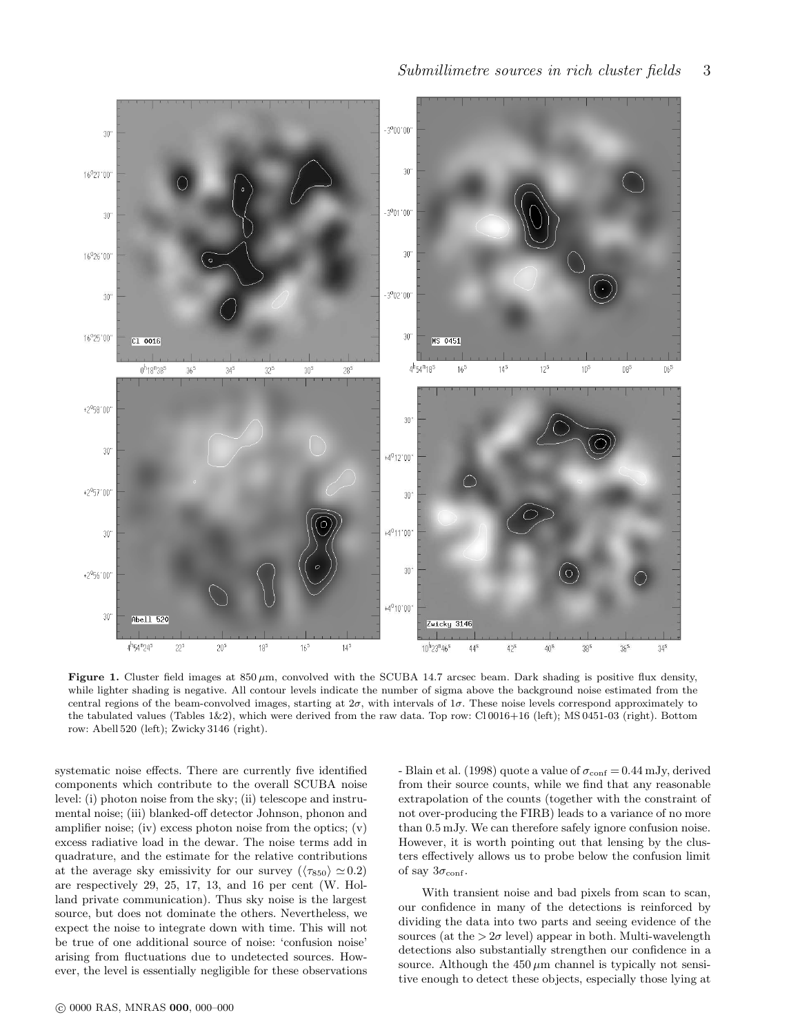**Figure 1.** Cluster field images at $850\,\mu$m, convolved with the SCUBA 14.7 arcsec beam. Dark shading is positive flux density, while lighter shading is negative. All contour levels indicate the number of sigma above the background noise estimated from the central regions of the beam-convolved images, starting at $2\sigma$, with intervals of $1\sigma$. These noise levels correspond approximately to the tabulated values (Tables 1&2), which were derived from the raw data. Top row: Cl 0016+16 (left); MS 0451-03 (right). Bottom row: Abell 520 (left); Zwicky 3146 (right).

systematic noise effects. There are currently five identified components which contribute to the overall SCUBA noise level: (i) photon noise from the sky; (ii) telescope and instrumental noise; (iii) blanked-off detector Johnson, phonon and amplifier noise; (iv) excess photon noise from the optics; (v) excess radiative load in the dewar. The noise terms add in quadrature, and the estimate for the relative contributions at the average sky emissivity for our survey ($\langle\tau_{850}\rangle \simeq 0.2$) are respectively 29, 25, 17, 13, and 16 per cent (W. Holland private communication). Thus sky noise is the largest source, but does not dominate the others. Nevertheless, we expect the noise to integrate down with time. This will not be true of one additional source of noise: 'confusion noise' arising from fluctuations due to undetected sources. However, the level is essentially negligible for these observations - Blain et al. (1998) quote a value of $\sigma_{\rm conf} = 0.44$ mJy, derived from their source counts, while we find that any reasonable extrapolation of the counts (together with the constraint of not over-producing the FIRB) leads to a variance of no more than 0.5 mJy. We can therefore safely ignore confusion noise. However, it is worth pointing out that lensing by the clusters effectively allows us to probe below the confusion limit of say $3\sigma_{\rm conf}$.

With transient noise and bad pixels from scan to scan, our confidence in many of the detections is reinforced by dividing the data into two parts and seeing evidence of the sources (at the $> 2\sigma$ level) appear in both. Multi-wavelength detections also substantially strengthen our confidence in a source. Although the $450\,\mu$m channel is typically not sensitive enough to detect these objects, especially those lying at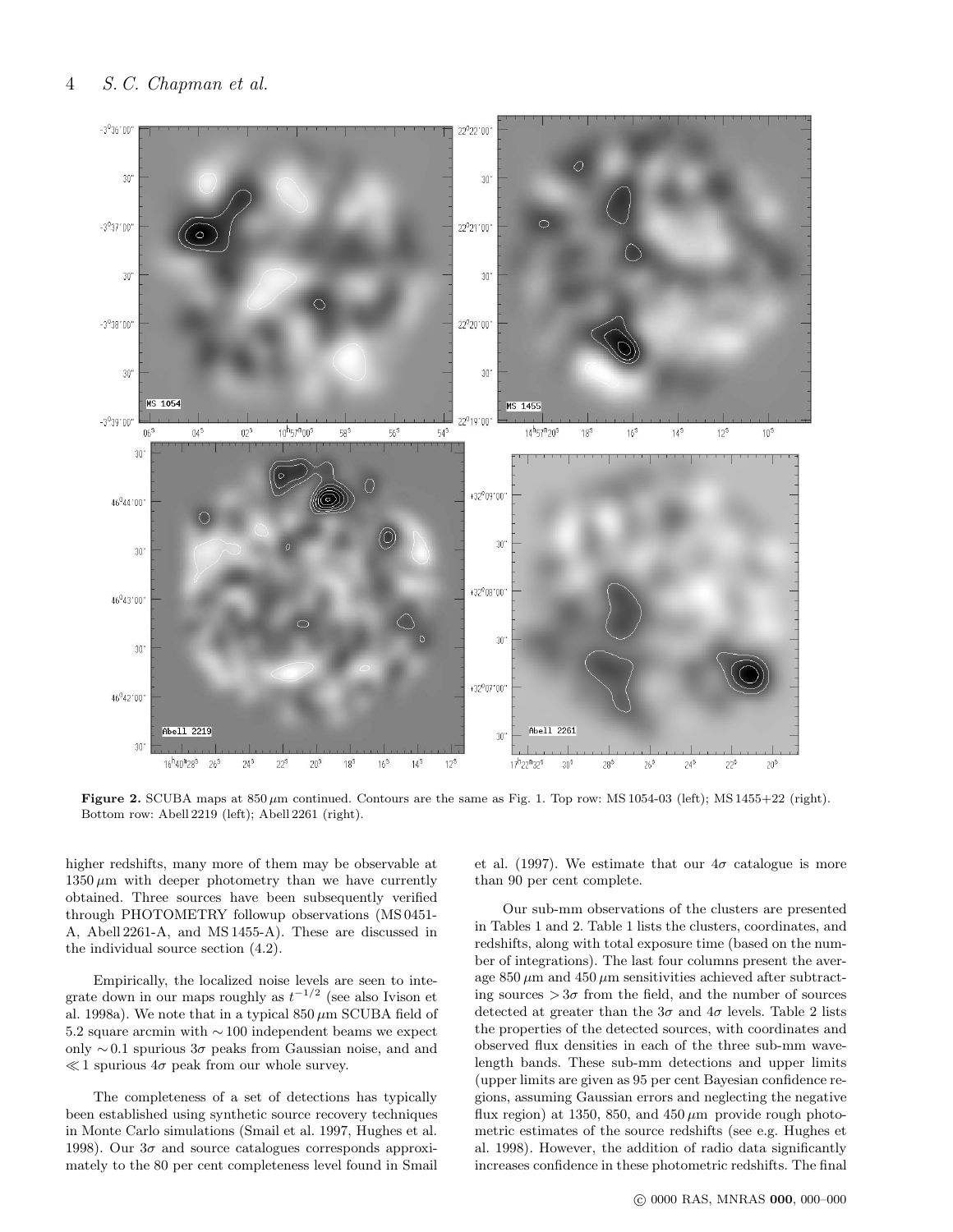**Figure 2.** SCUBA maps at 850 $\mu$m continued. Contours are the same as Fig. 1. Top row: MS 1054-03 (left); MS 1455+22 (right). Bottom row: Abell 2219 (left); Abell 2261 (right).

higher redshifts, many more of them may be observable at 1350 $\mu$m with deeper photometry than we have currently obtained. Three sources have been subsequently verified through PHOTOMETRY followup observations (MS 0451-A, Abell 2261-A, and MS 1455-A). These are discussed in the individual source section (4.2).

Empirically, the localized noise levels are seen to integrate down in our maps roughly as $t^{-1/2}$ (see also Ivison et al. 1998a). We note that in a typical 850 $\mu$m SCUBA field of 5.2 square arcmin with $\sim 100$ independent beams we expect only $\sim 0.1$ spurious $3\sigma$ peaks from Gaussian noise, and and $\ll 1$ spurious $4\sigma$ peak from our whole survey.

The completeness of a set of detections has typically been established using synthetic source recovery techniques in Monte Carlo simulations (Smail et al. 1997, Hughes et al. 1998). Our $3\sigma$ and source catalogues corresponds approximately to the 80 per cent completeness level found in Smail et al. (1997). We estimate that our $4\sigma$ catalogue is more than 90 per cent complete.

Our sub-mm observations of the clusters are presented in Tables 1 and 2. Table 1 lists the clusters, coordinates, and redshifts, along with total exposure time (based on the number of integrations). The last four columns present the average 850 $\mu$m and 450 $\mu$m sensitivities achieved after subtracting sources $> 3\sigma$ from the field, and the number of sources detected at greater than the $3\sigma$ and $4\sigma$ levels. Table 2 lists the properties of the detected sources, with coordinates and observed flux densities in each of the three sub-mm wavelength bands. These sub-mm detections and upper limits (upper limits are given as 95 per cent Bayesian confidence regions, assuming Gaussian errors and neglecting the negative flux region) at 1350, 850, and 450 $\mu$m provide rough photometric estimates of the source redshifts (see e.g. Hughes et al. 1998). However, the addition of radio data significantly increases confidence in these photometric redshifts. The final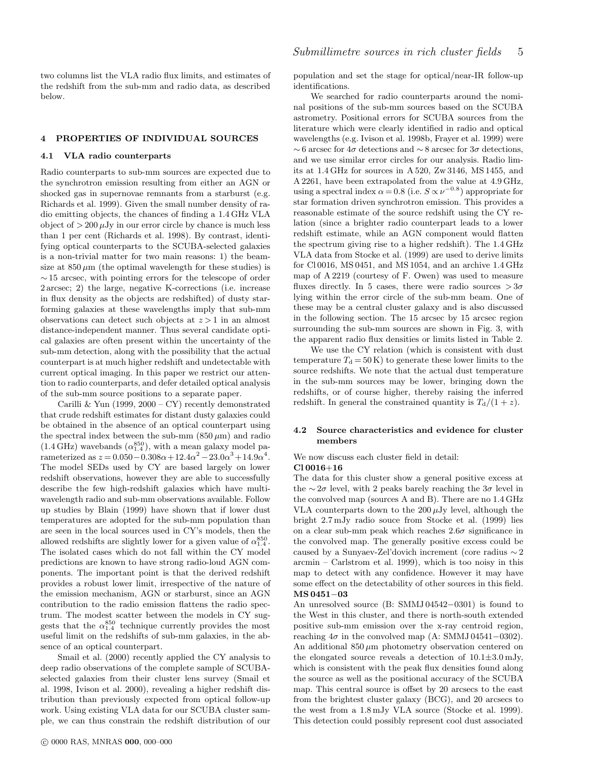two columns list the VLA radio flux limits, and estimates of the redshift from the sub-mm and radio data, as described below.

## 4 PROPERTIES OF INDIVIDUAL SOURCES

### 4.1 VLA radio counterparts

Radio counterparts to sub-mm sources are expected due to the synchrotron emission resulting from either an AGN or shocked gas in supernovae remnants from a starburst (e.g. Richards et al. 1999). Given the small number density of radio emitting objects, the chances of finding a 1.4 GHz VLA object of $>200\,\mu$Jy in our error circle by chance is much less than 1 per cent (Richards et al. 1998). By contrast, identifying optical counterparts to the SCUBA-selected galaxies is a non-trivial matter for two main reasons: 1) the beamsize at $850\,\mu$m (the optimal wavelength for these studies) is $\sim 15$ arcsec, with pointing errors for the telescope of order 2 arcsec; 2) the large, negative K-corrections (i.e. increase in flux density as the objects are redshifted) of dusty star-forming galaxies at these wavelengths imply that sub-mm observations can detect such objects at $z>1$ in an almost distance-independent manner. Thus several candidate optical galaxies are often present within the uncertainty of the sub-mm detection, along with the possibility that the actual counterpart is at much higher redshift and undetectable with current optical imaging. In this paper we restrict our attention to radio counterparts, and defer detailed optical analysis of the sub-mm source positions to a separate paper.

Carilli & Yun (1999, 2000 – CY) recently demonstrated that crude redshift estimates for distant dusty galaxies could be obtained in the absence of an optical counterpart using the spectral index between the sub-mm ($850\,\mu$m) and radio (1.4 GHz) wavebands ($\alpha^{850}_{1.4}$), with a mean galaxy model parameterized as $z=0.050-0.308\alpha+12.4\alpha^2-23.0\alpha^3+14.9\alpha^4$. The model SEDs used by CY are based largely on lower redshift observations, however they are able to successfully describe the few high-redshift galaxies which have multi-wavelength radio and sub-mm observations available. Follow up studies by Blain (1999) have shown that if lower dust temperatures are adopted for the sub-mm population than are seen in the local sources used in CY's models, then the allowed redshifts are slightly lower for a given value of $\alpha^{850}_{1.4}$. The isolated cases which do not fall within the CY model predictions are known to have strong radio-loud AGN components. The important point is that the derived redshift provides a robust lower limit, irrespective of the nature of the emission mechanism, AGN or starburst, since an AGN contribution to the radio emission flattens the radio spectrum. The modest scatter between the models in CY suggests that the $\alpha^{850}_{1.4}$ technique currently provides the most useful limit on the redshifts of sub-mm galaxies, in the absence of an optical counterpart.

Smail et al. (2000) recently applied the CY analysis to deep radio observations of the complete sample of SCUBA-selected galaxies from their cluster lens survey (Smail et al. 1998, Ivison et al. 2000), revealing a higher redshift distribution than previously expected from optical follow-up work. Using existing VLA data for our SCUBA cluster sample, we can thus constrain the redshift distribution of our population and set the stage for optical/near-IR follow-up identifications.

We searched for radio counterparts around the nominal positions of the sub-mm sources based on the SCUBA astrometry. Positional errors for SCUBA sources from the literature which were clearly identified in radio and optical wavelengths (e.g. Ivison et al. 1998b, Frayer et al. 1999) were $\sim 6$ arcsec for $4\sigma$ detections and $\sim 8$ arcsec for $3\sigma$ detections, and we use similar error circles for our analysis. Radio limits at 1.4 GHz for sources in A 520, Zw 3146, MS 1455, and A 2261, have been extrapolated from the value at 4.9 GHz, using a spectral index $\alpha=0.8$ (i.e. $S \propto \nu^{-0.8}$) appropriate for star formation driven synchrotron emission. This provides a reasonable estimate of the source redshift using the CY relation (since a brighter radio counterpart leads to a lower redshift estimate, while an AGN component would flatten the spectrum giving rise to a higher redshift). The 1.4 GHz VLA data from Stocke et al. (1999) are used to derive limits for Cl 0016, MS 0451, and MS 1054, and an archive 1.4 GHz map of A 2219 (courtesy of F. Owen) was used to measure fluxes directly. In 5 cases, there were radio sources $>3\sigma$ lying within the error circle of the sub-mm beam. One of these may be a central cluster galaxy and is also discussed in the following section. The 15 arcsec by 15 arcsec region surrounding the sub-mm sources are shown in Fig. 3, with the apparent radio flux densities or limits listed in Table 2.

We use the CY relation (which is consistent with dust temperature $T_{\rm d}=50$ K) to generate these lower limits to the source redshifts. We note that the actual dust temperature in the sub-mm sources may be lower, bringing down the redshifts, or of course higher, thereby raising the inferred redshift. In general the constrained quantity is $T_{\rm d}/(1+z)$.

### 4.2 Source characteristics and evidence for cluster members

We now discuss each cluster field in detail:

**Cl 0016+16**

The data for this cluster show a general positive excess at the $\sim 2\sigma$ level, with 2 peaks barely reaching the $3\sigma$ level in the convolved map (sources A and B). There are no 1.4 GHz VLA counterparts down to the $200\,\mu$Jy level, although the bright 2.7 mJy radio souce from Stocke et al. (1999) lies on a clear sub-mm peak which reaches $2.6\sigma$ significance in the convolved map. The generally positive excess could be caused by a Sunyaev-Zel'dovich increment (core radius $\sim 2$ arcmin – Carlstrom et al. 1999), which is too noisy in this map to detect with any confidence. However it may have some effect on the detectability of other sources in this field.

**MS 0451−03**

An unresolved source (B: SMMJ 04542−0301) is found to the West in this cluster, and there is north-south extended positive sub-mm emission over the x-ray centroid region, reaching $4\sigma$ in the convolved map (A: SMMJ 04541−0302). An additional $850\,\mu$m photometry observation centered on the elongated source reveals a detection of $10.1\pm3.0$ mJy, which is consistent with the peak flux densities found along the source as well as the positional accuracy of the SCUBA map. This central source is offset by 20 arcsecs to the east from the brightest cluster galaxy (BCG), and 20 arcsecs to the west from a 1.8 mJy VLA source (Stocke et al. 1999). This detection could possibly represent cool dust associated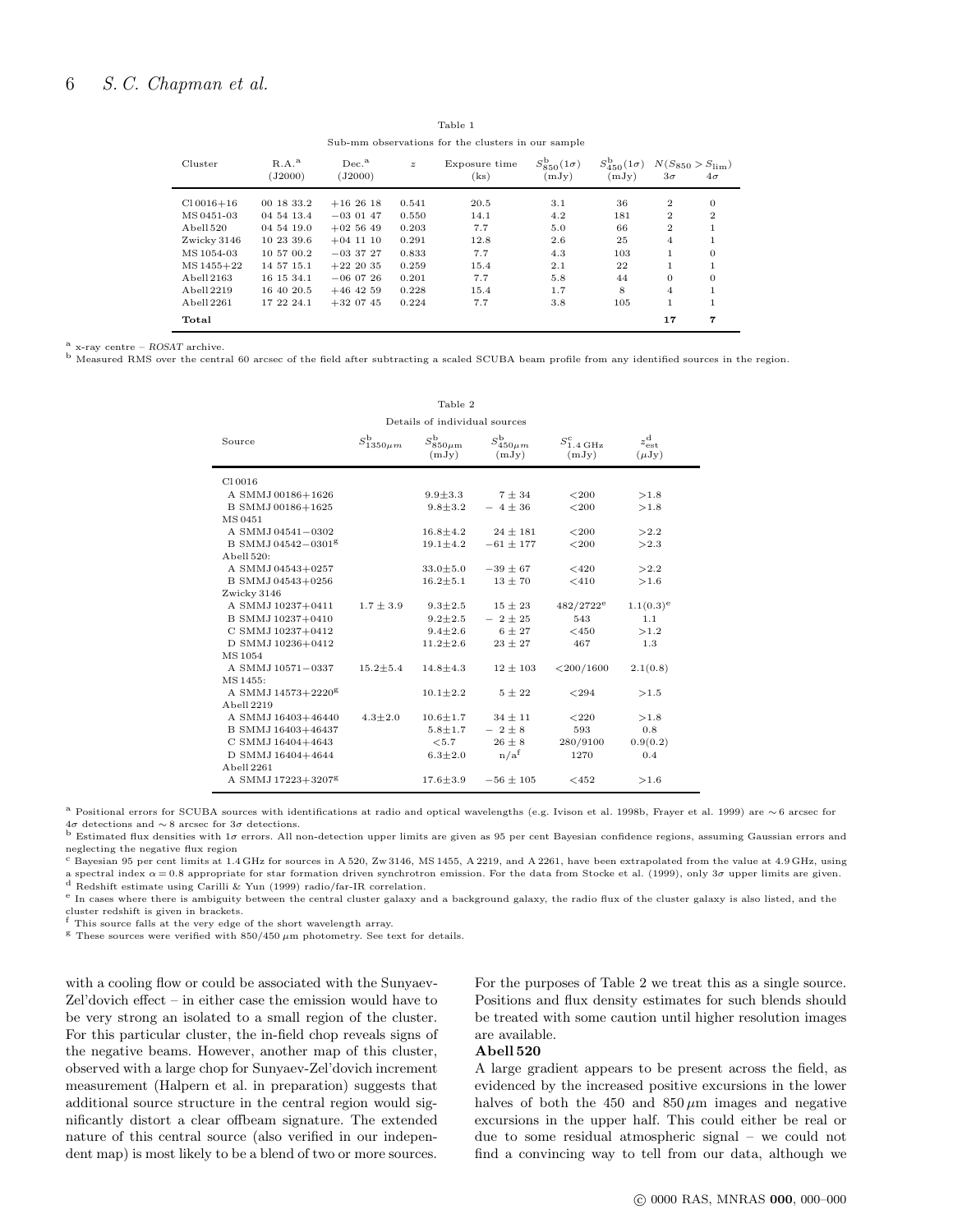Table 1

Sub-mm observations for the clusters in our sample

| Cluster | R.A.[a] (J2000) | Dec.[a] (J2000) | $z$ | Exposure time (ks) | $S^{\rm b}_{850}(1\sigma)$ (mJy) | $S^{\rm b}_{450}(1\sigma)$ (mJy) | $N(S_{850} > S_{\rm lim})$ $3\sigma$ | $4\sigma$ |
|---|---|---|---|---|---|---|---|---|
| Cl 0016+16 | 00 18 33.2 | +16 26 18 | 0.541 | 20.5 | 3.1 | 36 | 2 | 0 |
| MS 0451-03 | 04 54 13.4 | −03 01 47 | 0.550 | 14.1 | 4.2 | 181 | 2 | 2 |
| Abell 520 | 04 54 19.0 | +02 56 49 | 0.203 | 7.7 | 5.0 | 66 | 2 | 1 |
| Zwicky 3146 | 10 23 39.6 | +04 11 10 | 0.291 | 12.8 | 2.6 | 25 | 4 | 1 |
| MS 1054-03 | 10 57 00.2 | −03 37 27 | 0.833 | 7.7 | 4.3 | 103 | 1 | 0 |
| MS 1455+22 | 14 57 15.1 | +22 20 35 | 0.259 | 15.4 | 2.1 | 22 | 1 | 1 |
| Abell 2163 | 16 15 34.1 | −06 07 26 | 0.201 | 7.7 | 5.8 | 44 | 0 | 0 |
| Abell 2219 | 16 40 20.5 | +46 42 59 | 0.228 | 15.4 | 1.7 | 8 | 4 | 1 |
| Abell 2261 | 17 22 24.1 | +32 07 45 | 0.224 | 7.7 | 3.8 | 105 | 1 | 1 |
| **Total** | | | | | | | **17** | **7** |

[a] x-ray centre – *ROSAT* archive.
[b] Measured RMS over the central 60 arcsec of the field after subtracting a scaled SCUBA beam profile from any identified sources in the region.

Table 2

Details of individual sources

| Source | $S^{\rm b}_{1350\mu m}$ | $S^{\rm b}_{850\mu m}$ (mJy) | $S^{\rm b}_{450\mu m}$ (mJy) | $S^{\rm c}_{1.4\,{\rm GHz}}$ (mJy) | $z^{\rm d}_{\rm est}$ ($\mu$Jy) |
|---|---|---|---|---|---|
| Cl 0016 | | | | | |
| A SMMJ 00186+1626 | | 9.9±3.3 | 7 ± 34 | <200 | >1.8 |
| B SMMJ 00186+1625 | | 9.8±3.2 | − 4 ± 36 | <200 | >1.8 |
| MS 0451 | | | | | |
| A SMMJ 04541−0302 | | 16.8±4.2 | 24 ± 181 | <200 | >2.2 |
| B SMMJ 04542−0301[g] | | 19.1±4.2 | −61 ± 177 | <200 | >2.3 |
| Abell 520: | | | | | |
| A SMMJ 04543+0257 | | 33.0±5.0 | −39 ± 67 | <420 | >2.2 |
| B SMMJ 04543+0256 | | 16.2±5.1 | 13 ± 70 | <410 | >1.6 |
| Zwicky 3146 | | | | | |
| A SMMJ 10237+0411 | 1.7 ± 3.9 | 9.3±2.5 | 15 ± 23 | 482/2722[e] | 1.1(0.3)[e] |
| B SMMJ 10237+0410 | | 9.2±2.5 | − 2 ± 25 | 543 | 1.1 |
| C SMMJ 10237+0412 | | 9.4±2.6 | 6 ± 27 | <450 | >1.2 |
| D SMMJ 10236+0412 | | 11.2±2.6 | 23 ± 27 | 467 | 1.3 |
| MS 1054 | | | | | |
| A SMMJ 10571−0337 | 15.2±5.4 | 14.8±4.3 | 12 ± 103 | <200/1600 | 2.1(0.8) |
| MS 1455: | | | | | |
| A SMMJ 14573+2220[g] | | 10.1±2.2 | 5 ± 22 | <294 | >1.5 |
| Abell 2219 | | | | | |
| A SMMJ 16403+46440 | 4.3±2.0 | 10.6±1.7 | 34 ± 11 | <220 | >1.8 |
| B SMMJ 16403+46437 | | 5.8±1.7 | − 2 ± 8 | 593 | 0.8 |
| C SMMJ 16404+4643 | | <5.7 | 26 ± 8 | 280/9100 | 0.9(0.2) |
| D SMMJ 16404+4644 | | 6.3±2.0 | n/a[f] | 1270 | 0.4 |
| Abell 2261 | | | | | |
| A SMMJ 17223+3207[g] | | 17.6±3.9 | −56 ± 105 | <452 | >1.6 |

[a] Positional errors for SCUBA sources with identifications at radio and optical wavelengths (e.g. Ivison et al. 1998b, Frayer et al. 1999) are ∼ 6 arcsec for $4\sigma$ detections and ∼ 8 arcsec for $3\sigma$ detections.
[b] Estimated flux densities with $1\sigma$ errors. All non-detection upper limits are given as 95 per cent Bayesian confidence regions, assuming Gaussian errors and neglecting the negative flux region
[c] Bayesian 95 per cent limits at 1.4 GHz for sources in A 520, Zw 3146, MS 1455, A 2219, and A 2261, have been extrapolated from the value at 4.9 GHz, using a spectral index $\alpha = 0.8$ appropriate for star formation driven synchrotron emission. For the data from Stocke et al. (1999), only $3\sigma$ upper limits are given.
[d] Redshift estimate using Carilli & Yun (1999) radio/far-IR correlation.
[e] In cases where there is ambiguity between the central cluster galaxy and a background galaxy, the radio flux of the cluster galaxy is also listed, and the cluster redshift is given in brackets.
[f] This source falls at the very edge of the short wavelength array.
[g] These sources were verified with 850/450 $\mu$m photometry. See text for details.

with a cooling flow or could be associated with the Sunyaev-Zel'dovich effect – in either case the emission would have to be very strong an isolated to a small region of the cluster. For this particular cluster, the in-field chop reveals signs of the negative beams. However, another map of this cluster, observed with a large chop for Sunyaev-Zel'dovich increment measurement (Halpern et al. in preparation) suggests that additional source structure in the central region would significantly distort a clear offbeam signature. The extended nature of this central source (also verified in our independent map) is most likely to be a blend of two or more sources. For the purposes of Table 2 we treat this as a single source. Positions and flux density estimates for such blends should be treated with some caution until higher resolution images are available.

**Abell 520**

A large gradient appears to be present across the field, as evidenced by the increased positive excursions in the lower halves of both the 450 and 850 $\mu$m images and negative excursions in the upper half. This could either be real or due to some residual atmospheric signal – we could not find a convincing way to tell from our data, although we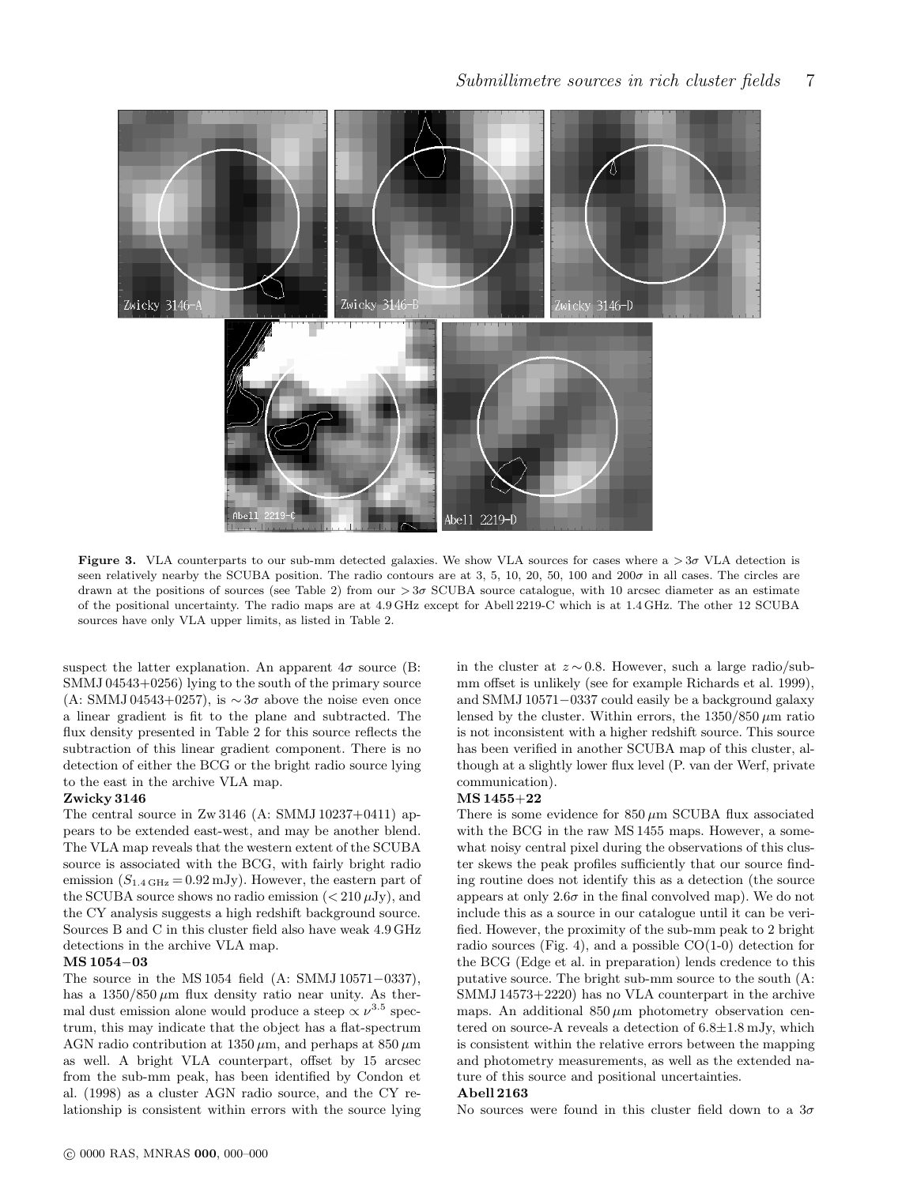**Figure 3.** VLA counterparts to our sub-mm detected galaxies. We show VLA sources for cases where a $>3\sigma$ VLA detection is seen relatively nearby the SCUBA position. The radio contours are at 3, 5, 10, 20, 50, 100 and $200\sigma$ in all cases. The circles are drawn at the positions of sources (see Table 2) from our $>3\sigma$ SCUBA source catalogue, with 10 arcsec diameter as an estimate of the positional uncertainty. The radio maps are at 4.9 GHz except for Abell 2219-C which is at 1.4 GHz. The other 12 SCUBA sources have only VLA upper limits, as listed in Table 2.

suspect the latter explanation. An apparent $4\sigma$ source (B: SMMJ 04543+0256) lying to the south of the primary source (A: SMMJ 04543+0257), is $\sim 3\sigma$ above the noise even once a linear gradient is fit to the plane and subtracted. The flux density presented in Table 2 for this source reflects the subtraction of this linear gradient component. There is no detection of either the BCG or the bright radio source lying to the east in the archive VLA map.

**Zwicky 3146**

The central source in Zw 3146 (A: SMMJ 10237+0411) appears to be extended east-west, and may be another blend. The VLA map reveals that the western extent of the SCUBA source is associated with the BCG, with fairly bright radio emission ($S_{1.4\,\mathrm{GHz}} = 0.92$ mJy). However, the eastern part of the SCUBA source shows no radio emission ($< 210\,\mu$Jy), and the CY analysis suggests a high redshift background source. Sources B and C in this cluster field also have weak 4.9 GHz detections in the archive VLA map.

**MS 1054−03**

The source in the MS 1054 field (A: SMMJ 10571−0337), has a $1350/850\,\mu$m flux density ratio near unity. As thermal dust emission alone would produce a steep $\propto \nu^{3.5}$ spectrum, this may indicate that the object has a flat-spectrum AGN radio contribution at $1350\,\mu$m, and perhaps at $850\,\mu$m as well. A bright VLA counterpart, offset by 15 arcsec from the sub-mm peak, has been identified by Condon et al. (1998) as a cluster AGN radio source, and the CY relationship is consistent within errors with the source lying in the cluster at $z \sim 0.8$. However, such a large radio/sub-mm offset is unlikely (see for example Richards et al. 1999), and SMMJ 10571−0337 could easily be a background galaxy lensed by the cluster. Within errors, the $1350/850\,\mu$m ratio is not inconsistent with a higher redshift source. This source has been verified in another SCUBA map of this cluster, although at a slightly lower flux level (P. van der Werf, private communication).

**MS 1455+22**

There is some evidence for $850\,\mu$m SCUBA flux associated with the BCG in the raw MS 1455 maps. However, a somewhat noisy central pixel during the observations of this cluster skews the peak profiles sufficiently that our source finding routine does not identify this as a detection (the source appears at only $2.6\sigma$ in the final convolved map). We do not include this as a source in our catalogue until it can be verified. However, the proximity of the sub-mm peak to 2 bright radio sources (Fig. 4), and a possible CO(1-0) detection for the BCG (Edge et al. in preparation) lends credence to this putative source. The bright sub-mm source to the south (A: SMMJ 14573+2220) has no VLA counterpart in the archive maps. An additional $850\,\mu$m photometry observation centered on source-A reveals a detection of $6.8\pm1.8$ mJy, which is consistent within the relative errors between the mapping and photometry measurements, as well as the extended nature of this source and positional uncertainties.

**Abell 2163**

No sources were found in this cluster field down to a $3\sigma$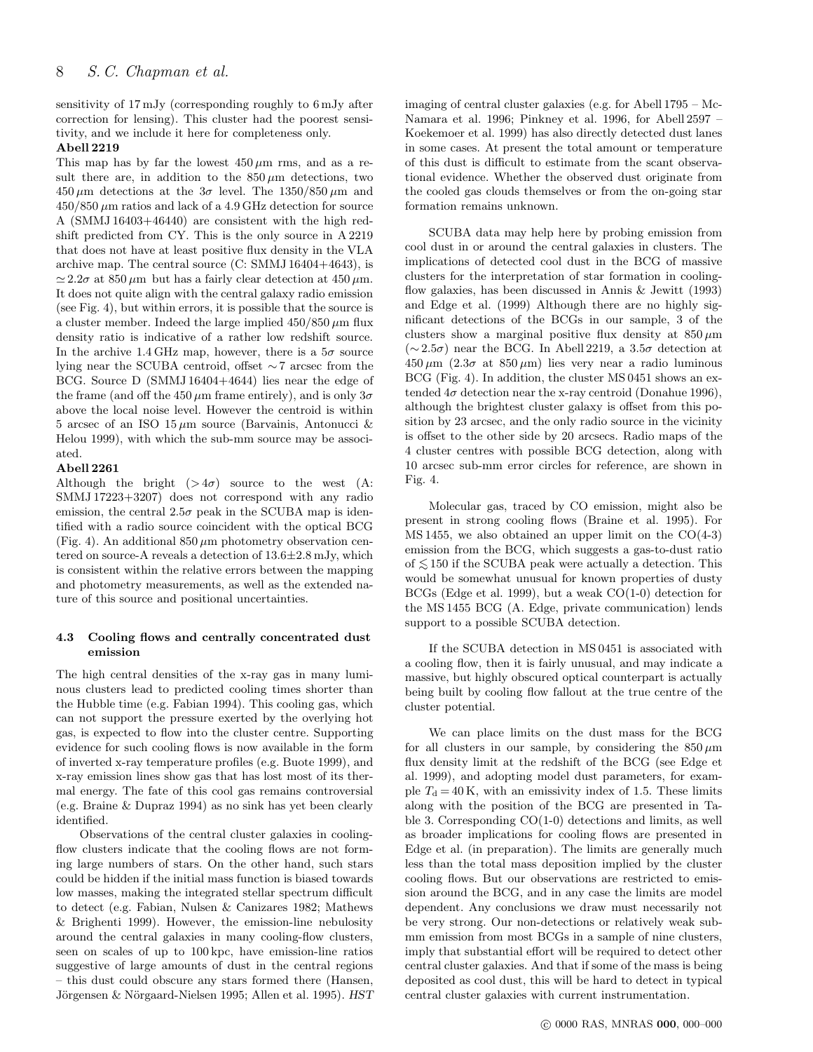sensitivity of 17 mJy (corresponding roughly to 6 mJy after correction for lensing). This cluster had the poorest sensitivity, and we include it here for completeness only.

**Abell 2219**

This map has by far the lowest 450 $\mu$m rms, and as a result there are, in addition to the 850 $\mu$m detections, two 450 $\mu$m detections at the 3$\sigma$ level. The 1350/850 $\mu$m and 450/850 $\mu$m ratios and lack of a 4.9 GHz detection for source A (SMMJ 16403+46440) are consistent with the high redshift predicted from CY. This is the only source in A 2219 that does not have at least positive flux density in the VLA archive map. The central source (C: SMMJ 16404+4643), is $\simeq 2.2\sigma$ at 850 $\mu$m but has a fairly clear detection at 450 $\mu$m. It does not quite align with the central galaxy radio emission (see Fig. 4), but within errors, it is possible that the source is a cluster member. Indeed the large implied 450/850 $\mu$m flux density ratio is indicative of a rather low redshift source. In the archive 1.4 GHz map, however, there is a 5$\sigma$ source lying near the SCUBA centroid, offset $\sim$7 arcsec from the BCG. Source D (SMMJ 16404+4644) lies near the edge of the frame (and off the 450 $\mu$m frame entirely), and is only 3$\sigma$ above the local noise level. However the centroid is within 5 arcsec of an ISO 15 $\mu$m source (Barvainis, Antonucci & Helou 1999), with which the sub-mm source may be associated.

**Abell 2261**

Although the bright ($>4\sigma$) source to the west (A: SMMJ 17223+3207) does not correspond with any radio emission, the central 2.5$\sigma$ peak in the SCUBA map is identified with a radio source coincident with the optical BCG (Fig. 4). An additional 850 $\mu$m photometry observation centered on source-A reveals a detection of 13.6$\pm$2.8 mJy, which is consistent within the relative errors between the mapping and photometry measurements, as well as the extended nature of this source and positional uncertainties.

### 4.3 Cooling flows and centrally concentrated dust emission

The high central densities of the x-ray gas in many luminous clusters lead to predicted cooling times shorter than the Hubble time (e.g. Fabian 1994). This cooling gas, which can not support the pressure exerted by the overlying hot gas, is expected to flow into the cluster centre. Supporting evidence for such cooling flows is now available in the form of inverted x-ray temperature profiles (e.g. Buote 1999), and x-ray emission lines show gas that has lost most of its thermal energy. The fate of this cool gas remains controversial (e.g. Braine & Dupraz 1994) as no sink has yet been clearly identified.

Observations of the central cluster galaxies in cooling-flow clusters indicate that the cooling flows are not forming large numbers of stars. On the other hand, such stars could be hidden if the initial mass function is biased towards low masses, making the integrated stellar spectrum difficult to detect (e.g. Fabian, Nulsen & Canizares 1982; Mathews & Brighenti 1999). However, the emission-line nebulosity around the central galaxies in many cooling-flow clusters, seen on scales of up to 100 kpc, have emission-line ratios suggestive of large amounts of dust in the central regions – this dust could obscure any stars formed there (Hansen, Jörgensen & Nörgaard-Nielsen 1995; Allen et al. 1995). *HST* imaging of central cluster galaxies (e.g. for Abell 1795 – McNamara et al. 1996; Pinkney et al. 1996, for Abell 2597 – Koekemoer et al. 1999) has also directly detected dust lanes in some cases. At present the total amount or temperature of this dust is difficult to estimate from the scant observational evidence. Whether the observed dust originate from the cooled gas clouds themselves or from the on-going star formation remains unknown.

SCUBA data may help here by probing emission from cool dust in or around the central galaxies in clusters. The implications of detected cool dust in the BCG of massive clusters for the interpretation of star formation in cooling-flow galaxies, has been discussed in Annis & Jewitt (1993) and Edge et al. (1999) Although there are no highly significant detections of the BCGs in our sample, 3 of the clusters show a marginal positive flux density at 850 $\mu$m ($\sim$2.5$\sigma$) near the BCG. In Abell 2219, a 3.5$\sigma$ detection at 450 $\mu$m (2.3$\sigma$ at 850 $\mu$m) lies very near a radio luminous BCG (Fig. 4). In addition, the cluster MS 0451 shows an extended 4$\sigma$ detection near the x-ray centroid (Donahue 1996), although the brightest cluster galaxy is offset from this position by 23 arcsec, and the only radio source in the vicinity is offset to the other side by 20 arcsecs. Radio maps of the 4 cluster centres with possible BCG detection, along with 10 arcsec sub-mm error circles for reference, are shown in Fig. 4.

Molecular gas, traced by CO emission, might also be present in strong cooling flows (Braine et al. 1995). For MS 1455, we also obtained an upper limit on the CO(4-3) emission from the BCG, which suggests a gas-to-dust ratio of $\lesssim 150$ if the SCUBA peak were actually a detection. This would be somewhat unusual for known properties of dusty BCGs (Edge et al. 1999), but a weak CO(1-0) detection for the MS 1455 BCG (A. Edge, private communication) lends support to a possible SCUBA detection.

If the SCUBA detection in MS 0451 is associated with a cooling flow, then it is fairly unusual, and may indicate a massive, but highly obscured optical counterpart is actually being built by cooling flow fallout at the true centre of the cluster potential.

We can place limits on the dust mass for the BCG for all clusters in our sample, by considering the 850 $\mu$m flux density limit at the redshift of the BCG (see Edge et al. 1999), and adopting model dust parameters, for example $T_{\rm d} = 40$ K, with an emissivity index of 1.5. These limits along with the position of the BCG are presented in Table 3. Corresponding CO(1-0) detections and limits, as well as broader implications for cooling flows are presented in Edge et al. (in preparation). The limits are generally much less than the total mass deposition implied by the cluster cooling flows. But our observations are restricted to emission around the BCG, and in any case the limits are model dependent. Any conclusions we draw must necessarily not be very strong. Our non-detections or relatively weak sub-mm emission from most BCGs in a sample of nine clusters, imply that substantial effort will be required to detect other central cluster galaxies. And that if some of the mass is being deposited as cool dust, this will be hard to detect in typical central cluster galaxies with current instrumentation.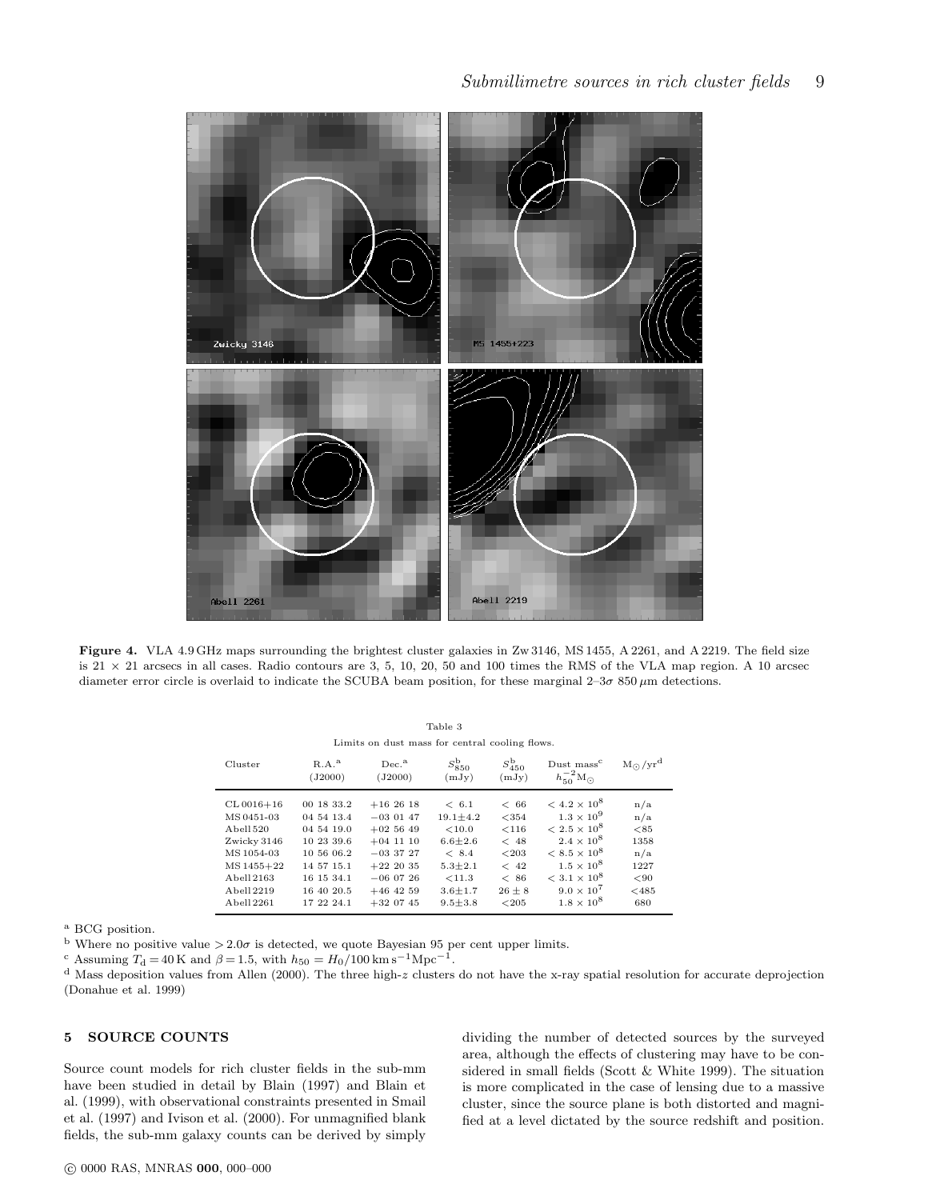**Figure 4.** VLA 4.9 GHz maps surrounding the brightest cluster galaxies in Zw 3146, MS 1455, A 2261, and A 2219. The field size is 21 × 21 arcsecs in all cases. Radio contours are 3, 5, 10, 20, 50 and 100 times the RMS of the VLA map region. A 10 arcsec diameter error circle is overlaid to indicate the SCUBA beam position, for these marginal 2–3$\sigma$ 850 $\mu$m detections.

Table 3

Limits on dust mass for central cooling flows.

| Cluster | R.A.[a] (J2000) | Dec.[a] (J2000) | $S^{b}_{850}$ (mJy) | $S^{b}_{450}$ (mJy) | Dust mass[c] $h_{50}^{-2}\mathrm{M}_{\odot}$ | $\mathrm{M}_{\odot}/\mathrm{yr}$[d] |
|---|---|---|---|---|---|---|
| CL 0016+16 | 00 18 33.2 | +16 26 18 | < 6.1 | < 66 | $< 4.2 \times 10^{8}$ | n/a |
| MS 0451-03 | 04 54 13.4 | −03 01 47 | 19.1±4.2 | <354 | $1.3 \times 10^{9}$ | n/a |
| Abell 520 | 04 54 19.0 | +02 56 49 | <10.0 | <116 | $< 2.5 \times 10^{8}$ | <85 |
| Zwicky 3146 | 10 23 39.6 | +04 11 10 | 6.6±2.6 | < 48 | $2.4 \times 10^{8}$ | 1358 |
| MS 1054-03 | 10 56 06.2 | −03 37 27 | < 8.4 | <203 | $< 8.5 \times 10^{8}$ | n/a |
| MS 1455+22 | 14 57 15.1 | +22 20 35 | 5.3±2.1 | < 42 | $1.5 \times 10^{8}$ | 1227 |
| Abell 2163 | 16 15 34.1 | −06 07 26 | <11.3 | < 86 | $< 3.1 \times 10^{8}$ | <90 |
| Abell 2219 | 16 40 20.5 | +46 42 59 | 3.6±1.7 | 26 ± 8 | $9.0 \times 10^{7}$ | <485 |
| Abell 2261 | 17 22 24.1 | +32 07 45 | 9.5±3.8 | <205 | $1.8 \times 10^{8}$ | 680 |

[a] BCG position.

[b] Where no positive value $> 2.0\sigma$ is detected, we quote Bayesian 95 per cent upper limits.

[c] Assuming $T_{\mathrm{d}} = 40\,\mathrm{K}$ and $\beta = 1.5$, with $h_{50} = H_0/100\,\mathrm{km\,s^{-1}Mpc^{-1}}$.

[d] Mass deposition values from Allen (2000). The three high-$z$ clusters do not have the x-ray spatial resolution for accurate deprojection (Donahue et al. 1999)

## 5 SOURCE COUNTS

Source count models for rich cluster fields in the sub-mm have been studied in detail by Blain (1997) and Blain et al. (1999), with observational constraints presented in Smail et al. (1997) and Ivison et al. (2000). For unmagnified blank fields, the sub-mm galaxy counts can be derived by simply dividing the number of detected sources by the surveyed area, although the effects of clustering may have to be considered in small fields (Scott & White 1999). The situation is more complicated in the case of lensing due to a massive cluster, since the source plane is both distorted and magnified at a level dictated by the source redshift and position.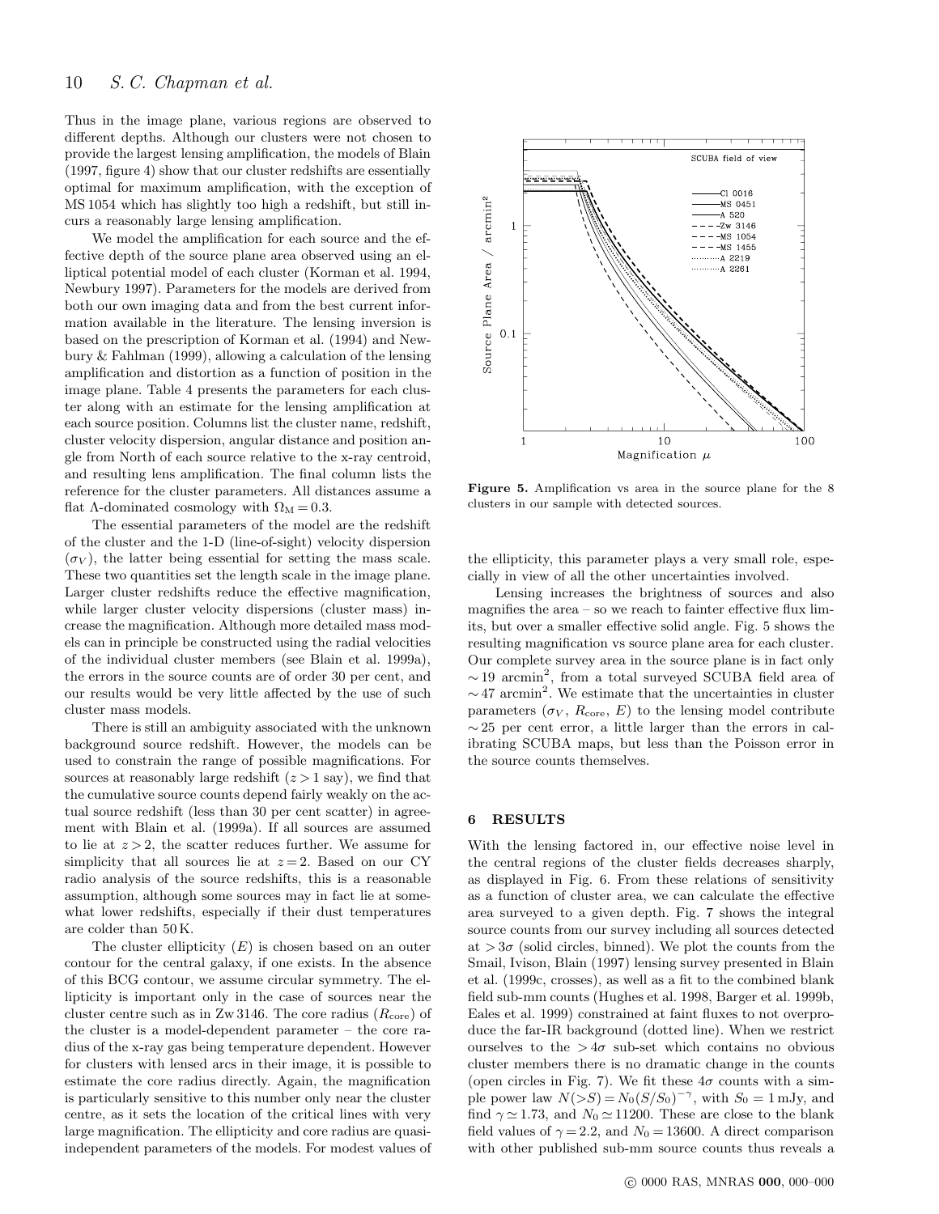Thus in the image plane, various regions are observed to different depths. Although our clusters were not chosen to provide the largest lensing amplification, the models of Blain (1997, figure 4) show that our cluster redshifts are essentially optimal for maximum amplification, with the exception of MS 1054 which has slightly too high a redshift, but still incurs a reasonably large lensing amplification.

We model the amplification for each source and the effective depth of the source plane area observed using an elliptical potential model of each cluster (Korman et al. 1994, Newbury 1997). Parameters for the models are derived from both our own imaging data and from the best current information available in the literature. The lensing inversion is based on the prescription of Korman et al. (1994) and Newbury & Fahlman (1999), allowing a calculation of the lensing amplification and distortion as a function of position in the image plane. Table 4 presents the parameters for each cluster along with an estimate for the lensing amplification at each source position. Columns list the cluster name, redshift, cluster velocity dispersion, angular distance and position angle from North of each source relative to the x-ray centroid, and resulting lens amplification. The final column lists the reference for the cluster parameters. All distances assume a flat Λ-dominated cosmology with $\Omega_{\rm M} = 0.3$.

The essential parameters of the model are the redshift of the cluster and the 1-D (line-of-sight) velocity dispersion ($\sigma_V$), the latter being essential for setting the mass scale. These two quantities set the length scale in the image plane. Larger cluster redshifts reduce the effective magnification, while larger cluster velocity dispersions (cluster mass) increase the magnification. Although more detailed mass models can in principle be constructed using the radial velocities of the individual cluster members (see Blain et al. 1999a), the errors in the source counts are of order 30 per cent, and our results would be very little affected by the use of such cluster mass models.

There is still an ambiguity associated with the unknown background source redshift. However, the models can be used to constrain the range of possible magnifications. For sources at reasonably large redshift ($z > 1$ say), we find that the cumulative source counts depend fairly weakly on the actual source redshift (less than 30 per cent scatter) in agreement with Blain et al. (1999a). If all sources are assumed to lie at $z > 2$, the scatter reduces further. We assume for simplicity that all sources lie at $z = 2$. Based on our CY radio analysis of the source redshifts, this is a reasonable assumption, although some sources may in fact lie at somewhat lower redshifts, especially if their dust temperatures are colder than 50 K.

The cluster ellipticity ($E$) is chosen based on an outer contour for the central galaxy, if one exists. In the absence of this BCG contour, we assume circular symmetry. The ellipticity is important only in the case of sources near the cluster centre such as in Zw 3146. The core radius ($R_{\rm core}$) of the cluster is a model-dependent parameter – the core radius of the x-ray gas being temperature dependent. However for clusters with lensed arcs in their image, it is possible to estimate the core radius directly. Again, the magnification is particularly sensitive to this number only near the cluster centre, as it sets the location of the critical lines with very large magnification. The ellipticity and core radius are quasi-independent parameters of the models. For modest values of the ellipticity, this parameter plays a very small role, especially in view of all the other uncertainties involved.

Lensing increases the brightness of sources and also magnifies the area – so we reach to fainter effective flux limits, but over a smaller effective solid angle. Fig. 5 shows the resulting magnification vs source plane area for each cluster. Our complete survey area in the source plane is in fact only $\sim 19$ arcmin$^2$, from a total surveyed SCUBA field area of $\sim 47$ arcmin$^2$. We estimate that the uncertainties in cluster parameters ($\sigma_V$, $R_{\rm core}$, $E$) to the lensing model contribute $\sim 25$ per cent error, a little larger than the errors in calibrating SCUBA maps, but less than the Poisson error in the source counts themselves.

**Figure 5.** Amplification vs area in the source plane for the 8 clusters in our sample with detected sources.

## 6 RESULTS

With the lensing factored in, our effective noise level in the central regions of the cluster fields decreases sharply, as displayed in Fig. 6. From these relations of sensitivity as a function of cluster area, we can calculate the effective area surveyed to a given depth. Fig. 7 shows the integral source counts from our survey including all sources detected at $> 3\sigma$ (solid circles, binned). We plot the counts from the Smail, Ivison, Blain (1997) lensing survey presented in Blain et al. (1999c, crosses), as well as a fit to the combined blank field sub-mm counts (Hughes et al. 1998, Barger et al. 1999b, Eales et al. 1999) constrained at faint fluxes to not overproduce the far-IR background (dotted line). When we restrict ourselves to the $> 4\sigma$ sub-set which contains no obvious cluster members there is no dramatic change in the counts (open circles in Fig. 7). We fit these $4\sigma$ counts with a simple power law $N(>S) = N_0 (S/S_0)^{-\gamma}$, with $S_0 = 1$ mJy, and find $\gamma \simeq 1.73$, and $N_0 \simeq 11200$. These are close to the blank field values of $\gamma = 2.2$, and $N_0 = 13600$. A direct comparison with other published sub-mm source counts thus reveals a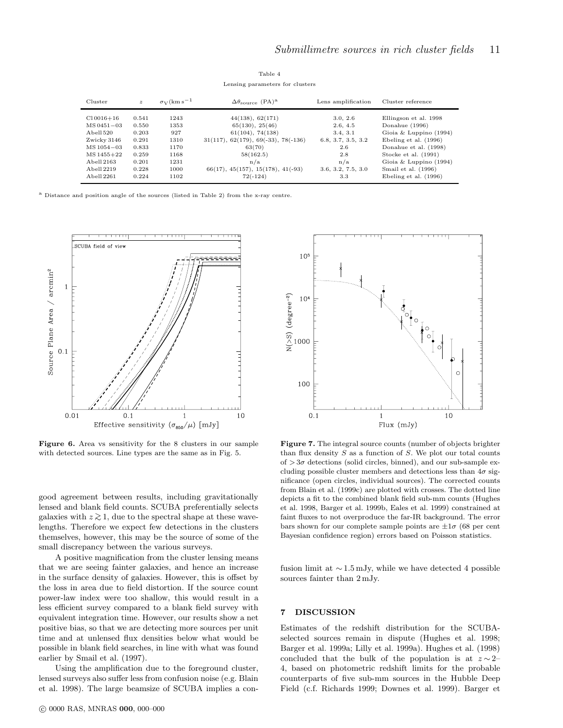Table 4

Lensing parameters for clusters

| Cluster | $z$ | $\sigma_V$(km s$^{-1}$ | $\Delta\theta_{\rm source}$ (PA)[a] | Lens amplification | Cluster reference |
|---|---|---|---|---|---|
| Cl 0016+16 | 0.541 | 1243 | 44(138), 62(171) | 3.0, 2.6 | Ellingson et al. 1998 |
| MS 0451−03 | 0.550 | 1353 | 65(130), 25(46) | 2.6, 4.5 | Donahue (1996) |
| Abell 520 | 0.203 | 927 | 61(104), 74(138) | 3.4, 3.1 | Gioia & Luppino (1994) |
| Zwicky 3146 | 0.291 | 1310 | 31(117), 62(179), 69(-33), 78(-136) | 6.8, 3.7, 3.5, 3.2 | Ebeling et al. (1996) |
| MS 1054−03 | 0.833 | 1170 | 63(70) | 2.6 | Donahue et al. (1998) |
| MS 1455+22 | 0.259 | 1168 | 58(162.5) | 2.8 | Stocke et al. (1991) |
| Abell 2163 | 0.201 | 1231 | n/a | n/a | Gioia & Luppino (1994) |
| Abell 2219 | 0.228 | 1000 | 66(17), 45(157), 15(178), 41(-93) | 3.6, 3.2, 7.5, 3.0 | Smail et al. (1996) |
| Abell 2261 | 0.224 | 1102 | 72(-124) | 3.3 | Ebeling et al. (1996) |

[a] Distance and position angle of the sources (listed in Table 2) from the x-ray centre.

**Figure 6.** Area vs sensitivity for the 8 clusters in our sample with detected sources. Line types are the same as in Fig. 5.

**Figure 7.** The integral source counts (number of objects brighter than flux density $S$ as a function of $S$. We plot our total counts of $>3\sigma$ detections (solid circles, binned), and our sub-sample excluding possible cluster members and detections less than $4\sigma$ significance (open circles, individual sources). The corrected counts from Blain et al. (1999c) are plotted with crosses. The dotted line depicts a fit to the combined blank field sub-mm counts (Hughes et al. 1998, Barger et al. 1999b, Eales et al. 1999) constrained at faint fluxes to not overproduce the far-IR background. The error bars shown for our complete sample points are $\pm1\sigma$ (68 per cent Bayesian confidence region) errors based on Poisson statistics.

good agreement between results, including gravitationally lensed and blank field counts. SCUBA preferentially selects galaxies with $z \gtrsim 1$, due to the spectral shape at these wavelengths. Therefore we expect few detections in the clusters themselves, however, this may be the source of some of the small discrepancy between the various surveys.

A positive magnification from the cluster lensing means that we are seeing fainter galaxies, and hence an increase in the surface density of galaxies. However, this is offset by the loss in area due to field distortion. If the source count power-law index were too shallow, this would result in a less efficient survey compared to a blank field survey with equivalent integration time. However, our results show a net positive bias, so that we are detecting more sources per unit time and at unlensed flux densities below what would be possible in blank field searches, in line with what was found earlier by Smail et al. (1997).

Using the amplification due to the foreground cluster, lensed surveys also suffer less from confusion noise (e.g. Blain et al. 1998). The large beamsize of SCUBA implies a confusion limit at $\sim 1.5$ mJy, while we have detected 4 possible sources fainter than 2 mJy.

## 7 DISCUSSION

Estimates of the redshift distribution for the SCUBA-selected sources remain in dispute (Hughes et al. 1998; Barger et al. 1999a; Lilly et al. 1999a). Hughes et al. (1998) concluded that the bulk of the population is at $z \sim 2$–4, based on photometric redshift limits for the probable counterparts of five sub-mm sources in the Hubble Deep Field (c.f. Richards 1999; Downes et al. 1999). Barger et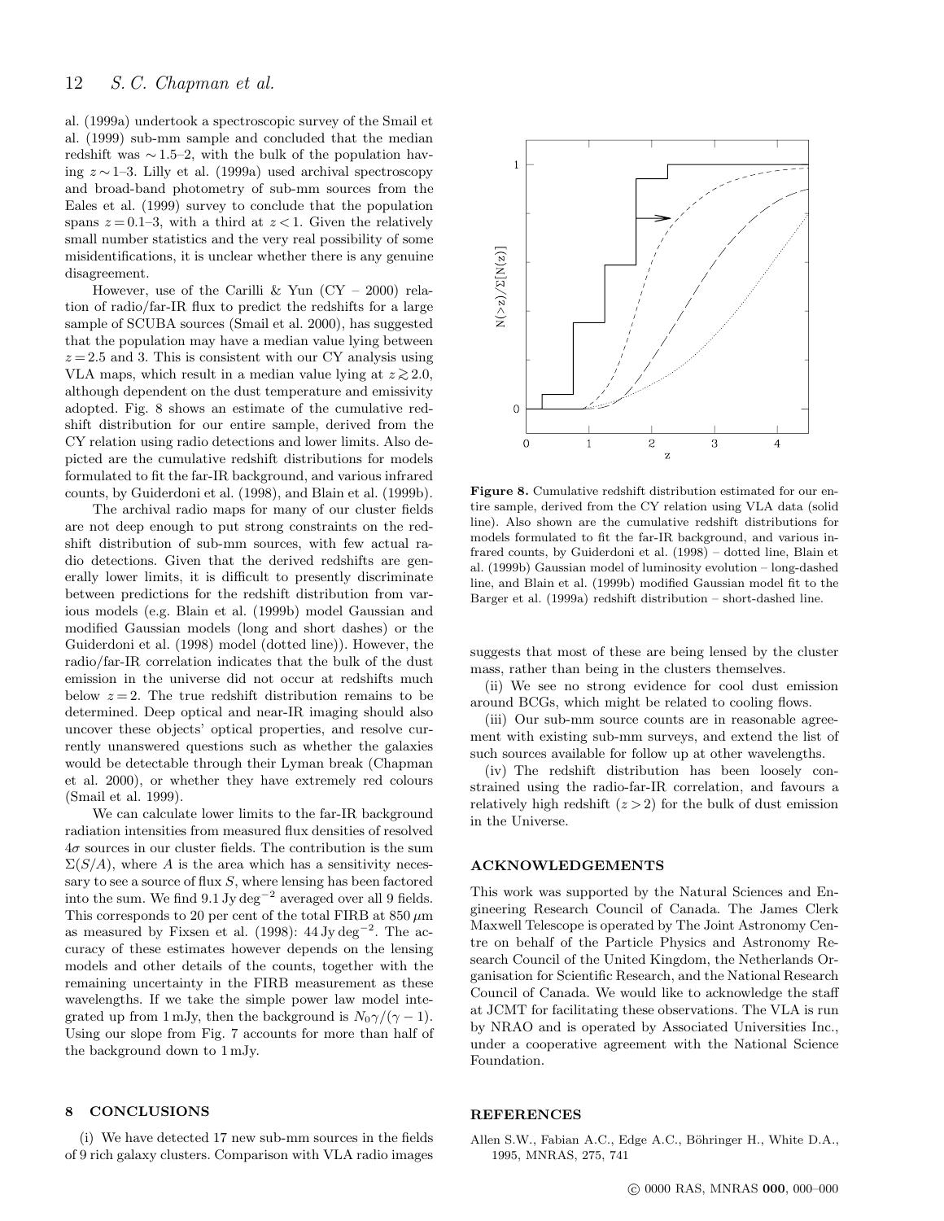al. (1999a) undertook a spectroscopic survey of the Smail et al. (1999) sub-mm sample and concluded that the median redshift was $\sim 1.5$–2, with the bulk of the population having $z \sim 1$–3. Lilly et al. (1999a) used archival spectroscopy and broad-band photometry of sub-mm sources from the Eales et al. (1999) survey to conclude that the population spans $z = 0.1$–3, with a third at $z < 1$. Given the relatively small number statistics and the very real possibility of some misidentifications, it is unclear whether there is any genuine disagreement.

However, use of the Carilli & Yun (CY – 2000) relation of radio/far-IR flux to predict the redshifts for a large sample of SCUBA sources (Smail et al. 2000), has suggested that the population may have a median value lying between $z = 2.5$ and 3. This is consistent with our CY analysis using VLA maps, which result in a median value lying at $z \gtrsim 2.0$, although dependent on the dust temperature and emissivity adopted. Fig. 8 shows an estimate of the cumulative redshift distribution for our entire sample, derived from the CY relation using radio detections and lower limits. Also depicted are the cumulative redshift distributions for models formulated to fit the far-IR background, and various infrared counts, by Guiderdoni et al. (1998), and Blain et al. (1999b).

The archival radio maps for many of our cluster fields are not deep enough to put strong constraints on the redshift distribution of sub-mm sources, with few actual radio detections. Given that the derived redshifts are generally lower limits, it is difficult to presently discriminate between predictions for the redshift distribution from various models (e.g. Blain et al. (1999b) model Gaussian and modified Gaussian models (long and short dashes) or the Guiderdoni et al. (1998) model (dotted line)). However, the radio/far-IR correlation indicates that the bulk of the dust emission in the universe did not occur at redshifts much below $z = 2$. The true redshift distribution remains to be determined. Deep optical and near-IR imaging should also uncover these objects' optical properties, and resolve currently unanswered questions such as whether the galaxies would be detectable through their Lyman break (Chapman et al. 2000), or whether they have extremely red colours (Smail et al. 1999).

We can calculate lower limits to the far-IR background radiation intensities from measured flux densities of resolved $4\sigma$ sources in our cluster fields. The contribution is the sum $\Sigma(S/A)$, where $A$ is the area which has a sensitivity necessary to see a source of flux $S$, where lensing has been factored into the sum. We find 9.1 Jy deg$^{-2}$ averaged over all 9 fields. This corresponds to 20 per cent of the total FIRB at 850 $\mu$m as measured by Fixsen et al. (1998): 44 Jy deg$^{-2}$. The accuracy of these estimates however depends on the lensing models and other details of the counts, together with the remaining uncertainty in the FIRB measurement as these wavelengths. If we take the simple power law model integrated up from 1 mJy, then the background is $N_0\gamma/(\gamma - 1)$. Using our slope from Fig. 7 accounts for more than half of the background down to 1 mJy.

**Figure 8.** Cumulative redshift distribution estimated for our entire sample, derived from the CY relation using VLA data (solid line). Also shown are the cumulative redshift distributions for models formulated to fit the far-IR background, and various infrared counts, by Guiderdoni et al. (1998) – dotted line, Blain et al. (1999b) Gaussian model of luminosity evolution – long-dashed line, and Blain et al. (1999b) modified Gaussian model fit to the Barger et al. (1999a) redshift distribution – short-dashed line.

## 8 CONCLUSIONS

(i) We have detected 17 new sub-mm sources in the fields of 9 rich galaxy clusters. Comparison with VLA radio images suggests that most of these are being lensed by the cluster mass, rather than being in the clusters themselves.

(ii) We see no strong evidence for cool dust emission around BCGs, which might be related to cooling flows.

(iii) Our sub-mm source counts are in reasonable agreement with existing sub-mm surveys, and extend the list of such sources available for follow up at other wavelengths.

(iv) The redshift distribution has been loosely constrained using the radio-far-IR correlation, and favours a relatively high redshift ($z > 2$) for the bulk of dust emission in the Universe.

## ACKNOWLEDGEMENTS

This work was supported by the Natural Sciences and Engineering Research Council of Canada. The James Clerk Maxwell Telescope is operated by The Joint Astronomy Centre on behalf of the Particle Physics and Astronomy Research Council of the United Kingdom, the Netherlands Organisation for Scientific Research, and the National Research Council of Canada. We would like to acknowledge the staff at JCMT for facilitating these observations. The VLA is run by NRAO and is operated by Associated Universities Inc., under a cooperative agreement with the National Science Foundation.

## REFERENCES

Allen S.W., Fabian A.C., Edge A.C., Böhringer H., White D.A., 1995, MNRAS, 275, 741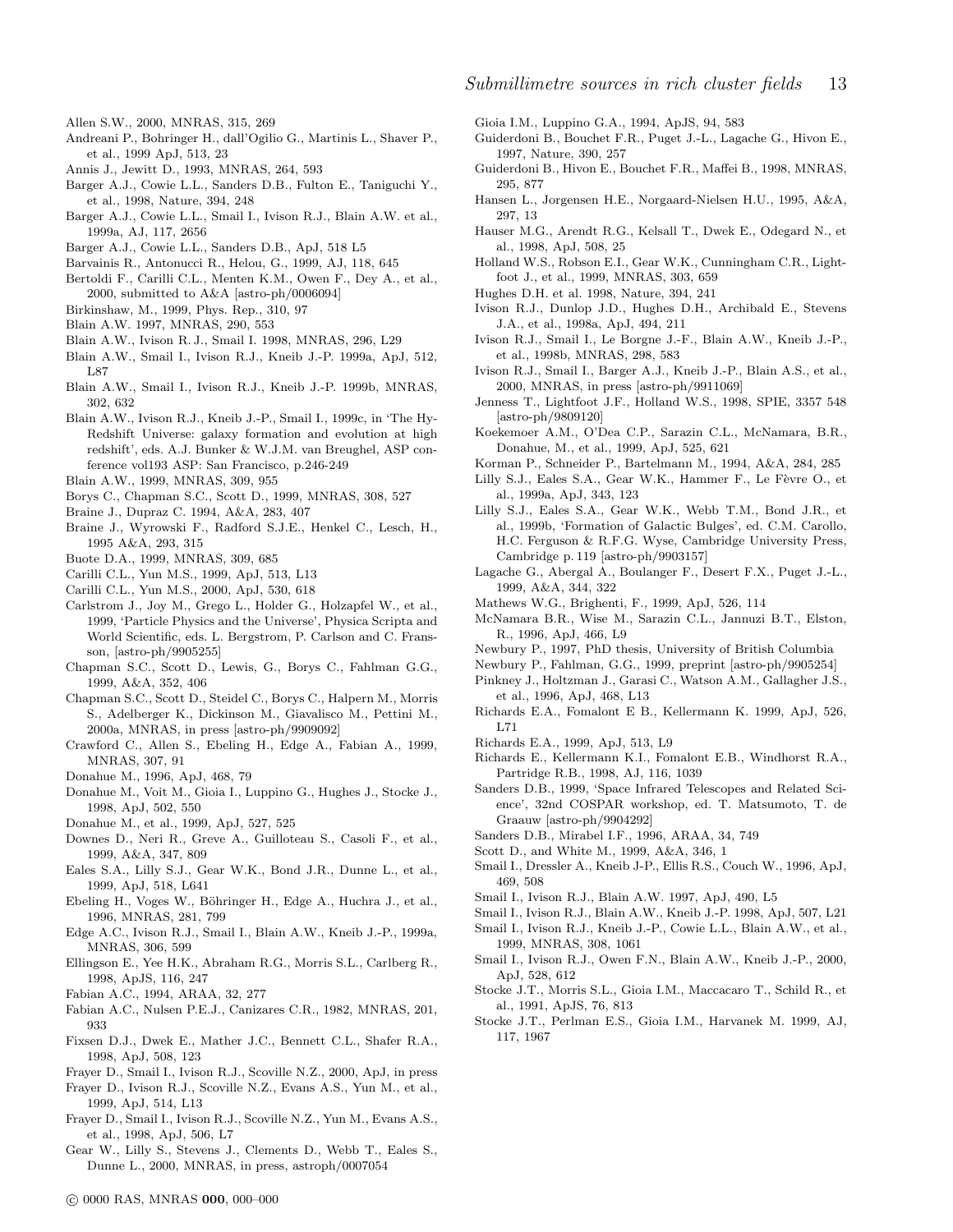Allen S.W., 2000, MNRAS, 315, 269

Andreani P., Bohringer H., dall'Ogilio G., Martinis L., Shaver P., et al., 1999 ApJ, 513, 23

Annis J., Jewitt D., 1993, MNRAS, 264, 593

Barger A.J., Cowie L.L., Sanders D.B., Fulton E., Taniguchi Y., et al., 1998, Nature, 394, 248

Barger A.J., Cowie L.L., Smail I., Ivison R.J., Blain A.W. et al., 1999a, AJ, 117, 2656

Barger A.J., Cowie L.L., Sanders D.B., ApJ, 518 L5

Barvainis R., Antonucci R., Helou, G., 1999, AJ, 118, 645

Bertoldi F., Carilli C.L., Menten K.M., Owen F., Dey A., et al., 2000, submitted to A&A [astro-ph/0006094]

Birkinshaw, M., 1999, Phys. Rep., 310, 97

Blain A.W. 1997, MNRAS, 290, 553

Blain A.W., Ivison R. J., Smail I. 1998, MNRAS, 296, L29

Blain A.W., Smail I., Ivison R.J., Kneib J.-P. 1999a, ApJ, 512, L87

Blain A.W., Smail I., Ivison R.J., Kneib J.-P. 1999b, MNRAS, 302, 632

Blain A.W., Ivison R.J., Kneib J.-P., Smail I., 1999c, in 'The Hy-Redshift Universe: galaxy formation and evolution at high redshift', eds. A.J. Bunker & W.J.M. van Breughel, ASP conference vol193 ASP: San Francisco, p.246-249

Blain A.W., 1999, MNRAS, 309, 955

Borys C., Chapman S.C., Scott D., 1999, MNRAS, 308, 527

Braine J., Dupraz C. 1994, A&A, 283, 407

Braine J., Wyrowski F., Radford S.J.E., Henkel C., Lesch, H., 1995 A&A, 293, 315

Buote D.A., 1999, MNRAS, 309, 685

Carilli C.L., Yun M.S., 1999, ApJ, 513, L13

Carilli C.L., Yun M.S., 2000, ApJ, 530, 618

Carlstrom J., Joy M., Grego L., Holder G., Holzapfel W., et al., 1999, 'Particle Physics and the Universe', Physica Scripta and World Scientific, eds. L. Bergstrom, P. Carlson and C. Fransson, [astro-ph/9905255]

Chapman S.C., Scott D., Lewis, G., Borys C., Fahlman G.G., 1999, A&A, 352, 406

Chapman S.C., Scott D., Steidel C., Borys C., Halpern M., Morris S., Adelberger K., Dickinson M., Giavalisco M., Pettini M., 2000a, MNRAS, in press [astro-ph/9909092]

Crawford C., Allen S., Ebeling H., Edge A., Fabian A., 1999, MNRAS, 307, 91

Donahue M., 1996, ApJ, 468, 79

Donahue M., Voit M., Gioia I., Luppino G., Hughes J., Stocke J., 1998, ApJ, 502, 550

Donahue M., et al., 1999, ApJ, 527, 525

Downes D., Neri R., Greve A., Guilloteau S., Casoli F., et al., 1999, A&A, 347, 809

Eales S.A., Lilly S.J., Gear W.K., Bond J.R., Dunne L., et al., 1999, ApJ, 518, L641

Ebeling H., Voges W., Böhringer H., Edge A., Huchra J., et al., 1996, MNRAS, 281, 799

Edge A.C., Ivison R.J., Smail I., Blain A.W., Kneib J.-P., 1999a, MNRAS, 306, 599

Ellingson E., Yee H.K., Abraham R.G., Morris S.L., Carlberg R., 1998, ApJS, 116, 247

Fabian A.C., 1994, ARAA, 32, 277

Fabian A.C., Nulsen P.E.J., Canizares C.R., 1982, MNRAS, 201, 933

Fixsen D.J., Dwek E., Mather J.C., Bennett C.L., Shafer R.A., 1998, ApJ, 508, 123

Frayer D., Smail I., Ivison R.J., Scoville N.Z., 2000, ApJ, in press

Frayer D., Ivison R.J., Scoville N.Z., Evans A.S., Yun M., et al., 1999, ApJ, 514, L13

Frayer D., Smail I., Ivison R.J., Scoville N.Z., Yun M., Evans A.S., et al., 1998, ApJ, 506, L7

Gear W., Lilly S., Stevens J., Clements D., Webb T., Eales S., Dunne L., 2000, MNRAS, in press, astroph/0007054

Gioia I.M., Luppino G.A., 1994, ApJS, 94, 583

Guiderdoni B., Bouchet F.R., Puget J.-L., Lagache G., Hivon E., 1997, Nature, 390, 257

Guiderdoni B., Hivon E., Bouchet F.R., Maffei B., 1998, MNRAS, 295, 877

Hansen L., Jorgensen H.E., Norgaard-Nielsen H.U., 1995, A&A, 297, 13

Hauser M.G., Arendt R.G., Kelsall T., Dwek E., Odegard N., et al., 1998, ApJ, 508, 25

Holland W.S., Robson E.I., Gear W.K., Cunningham C.R., Lightfoot J., et al., 1999, MNRAS, 303, 659

Hughes D.H. et al. 1998, Nature, 394, 241

Ivison R.J., Dunlop J.D., Hughes D.H., Archibald E., Stevens J.A., et al., 1998a, ApJ, 494, 211

Ivison R.J., Smail I., Le Borgne J.-F., Blain A.W., Kneib J.-P., et al., 1998b, MNRAS, 298, 583

Ivison R.J., Smail I., Barger A.J., Kneib J.-P., Blain A.S., et al., 2000, MNRAS, in press [astro-ph/9911069]

Jenness T., Lightfoot J.F., Holland W.S., 1998, SPIE, 3357 548 [astro-ph/9809120]

Koekemoer A.M., O'Dea C.P., Sarazin C.L., McNamara, B.R., Donahue, M., et al., 1999, ApJ, 525, 621

Korman P., Schneider P., Bartelmann M., 1994, A&A, 284, 285

Lilly S.J., Eales S.A., Gear W.K., Hammer F., Le Fèvre O., et al., 1999a, ApJ, 343, 123

Lilly S.J., Eales S.A., Gear W.K., Webb T.M., Bond J.R., et al., 1999b, 'Formation of Galactic Bulges', ed. C.M. Carollo, H.C. Ferguson & R.F.G. Wyse, Cambridge University Press, Cambridge p.119 [astro-ph/9903157]

Lagache G., Abergal A., Boulanger F., Desert F.X., Puget J.-L., 1999, A&A, 344, 322

Mathews W.G., Brighenti, F., 1999, ApJ, 526, 114

McNamara B.R., Wise M., Sarazin C.L., Jannuzi B.T., Elston, R., 1996, ApJ, 466, L9

Newbury P., 1997, PhD thesis, University of British Columbia

Newbury P., Fahlman, G.G., 1999, preprint [astro-ph/9905254]

Pinkney J., Holtzman J., Garasi C., Watson A.M., Gallagher J.S., et al., 1996, ApJ, 468, L13

Richards E.A., Fomalont E B., Kellermann K. 1999, ApJ, 526, L71

Richards E.A., 1999, ApJ, 513, L9

Richards E., Kellermann K.I., Fomalont E.B., Windhorst R.A., Partridge R.B., 1998, AJ, 116, 1039

Sanders D.B., 1999, 'Space Infrared Telescopes and Related Science', 32nd COSPAR workshop, ed. T. Matsumoto, T. de Graauw [astro-ph/9904292]

Sanders D.B., Mirabel I.F., 1996, ARAA, 34, 749

Scott D., and White M., 1999, A&A, 346, 1

Smail I., Dressler A., Kneib J-P., Ellis R.S., Couch W., 1996, ApJ, 469, 508

Smail I., Ivison R.J., Blain A.W. 1997, ApJ, 490, L5

Smail I., Ivison R.J., Blain A.W., Kneib J.-P. 1998, ApJ, 507, L21

Smail I., Ivison R.J., Kneib J.-P., Cowie L.L., Blain A.W., et al., 1999, MNRAS, 308, 1061

Smail I., Ivison R.J., Owen F.N., Blain A.W., Kneib J.-P., 2000, ApJ, 528, 612

Stocke J.T., Morris S.L., Gioia I.M., Maccacaro T., Schild R., et al., 1991, ApJS, 76, 813

Stocke J.T., Perlman E.S., Gioia I.M., Harvanek M. 1999, AJ, 117, 1967